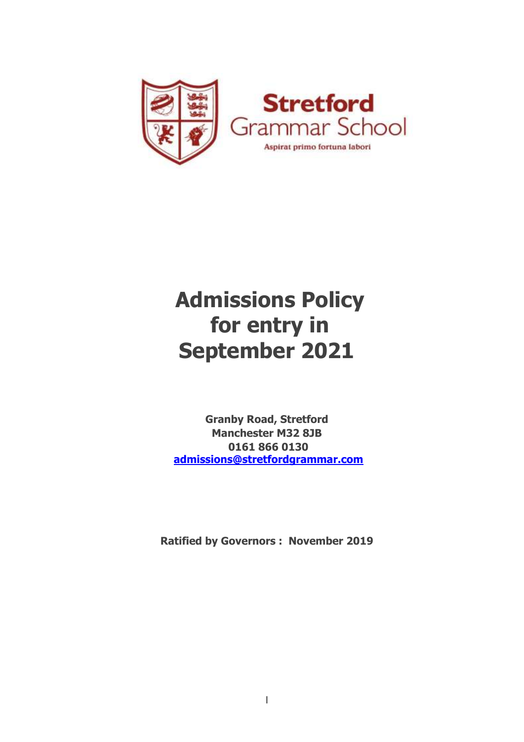**Stretford**
Grammar School

Aspirat primo fortuna labori

# Admissions Policy for entry in September 2021

**Granby Road, Stretford**
**Manchester M32 8JB**
**0161 866 0130**
**admissions@stretfordgrammar.com**

**Ratified by Governors : November 2019**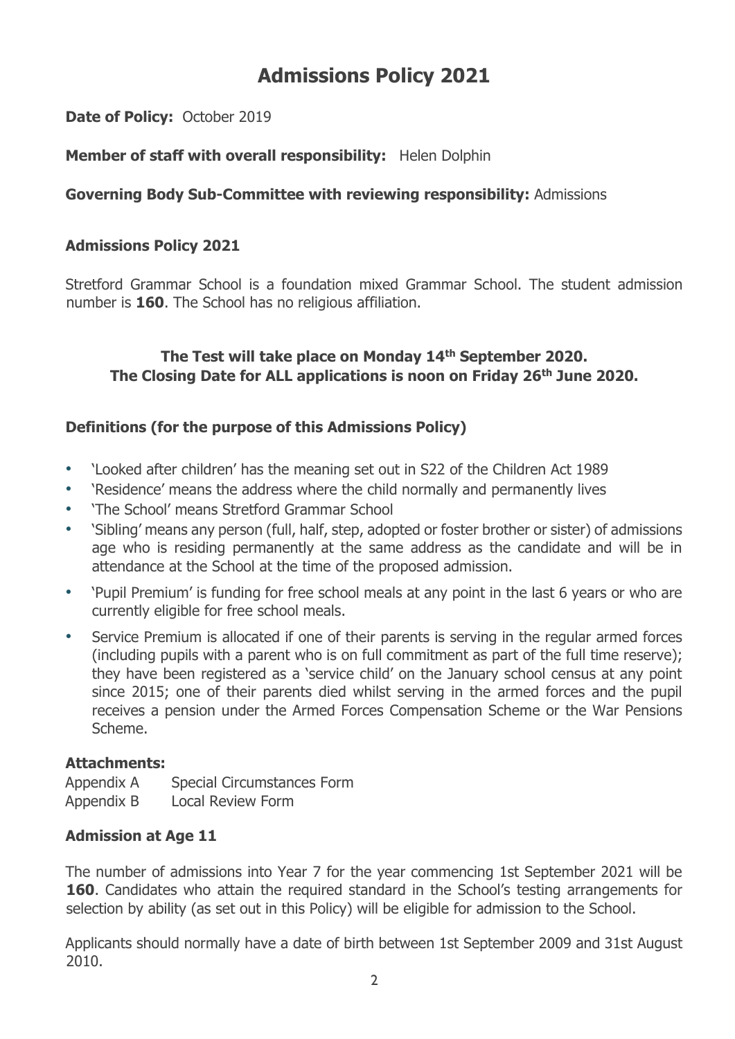# Admissions Policy 2021

**Date of Policy:** October 2019

**Member of staff with overall responsibility:** Helen Dolphin

**Governing Body Sub-Committee with reviewing responsibility:** Admissions

## Admissions Policy 2021

Stretford Grammar School is a foundation mixed Grammar School. The student admission number is **160**. The School has no religious affiliation.

**The Test will take place on Monday 14th September 2020.**
**The Closing Date for ALL applications is noon on Friday 26th June 2020.**

## Definitions (for the purpose of this Admissions Policy)

- 'Looked after children' has the meaning set out in S22 of the Children Act 1989
- 'Residence' means the address where the child normally and permanently lives
- 'The School' means Stretford Grammar School
- 'Sibling' means any person (full, half, step, adopted or foster brother or sister) of admissions age who is residing permanently at the same address as the candidate and will be in attendance at the School at the time of the proposed admission.
- 'Pupil Premium' is funding for free school meals at any point in the last 6 years or who are currently eligible for free school meals.
- Service Premium is allocated if one of their parents is serving in the regular armed forces (including pupils with a parent who is on full commitment as part of the full time reserve); they have been registered as a 'service child' on the January school census at any point since 2015; one of their parents died whilst serving in the armed forces and the pupil receives a pension under the Armed Forces Compensation Scheme or the War Pensions Scheme.

## Attachments:

Appendix A Special Circumstances Form
Appendix B Local Review Form

## Admission at Age 11

The number of admissions into Year 7 for the year commencing 1st September 2021 will be **160**. Candidates who attain the required standard in the School's testing arrangements for selection by ability (as set out in this Policy) will be eligible for admission to the School.

Applicants should normally have a date of birth between 1st September 2009 and 31st August 2010.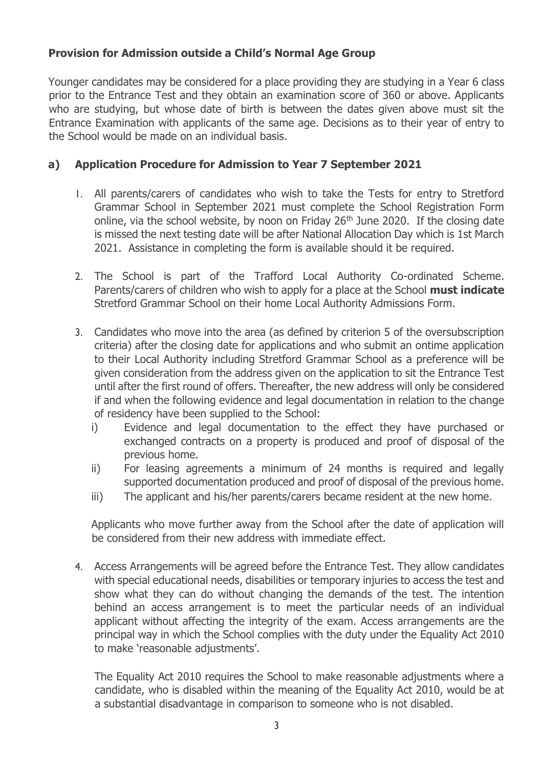### Provision for Admission outside a Child's Normal Age Group

Younger candidates may be considered for a place providing they are studying in a Year 6 class prior to the Entrance Test and they obtain an examination score of 360 or above. Applicants who are studying, but whose date of birth is between the dates given above must sit the Entrance Examination with applicants of the same age. Decisions as to their year of entry to the School would be made on an individual basis.

### a) Application Procedure for Admission to Year 7 September 2021

1. All parents/carers of candidates who wish to take the Tests for entry to Stretford Grammar School in September 2021 must complete the School Registration Form online, via the school website, by noon on Friday 26th June 2020. If the closing date is missed the next testing date will be after National Allocation Day which is 1st March 2021. Assistance in completing the form is available should it be required.

2. The School is part of the Trafford Local Authority Co-ordinated Scheme. Parents/carers of children who wish to apply for a place at the School **must indicate** Stretford Grammar School on their home Local Authority Admissions Form.

3. Candidates who move into the area (as defined by criterion 5 of the oversubscription criteria) after the closing date for applications and who submit an ontime application to their Local Authority including Stretford Grammar School as a preference will be given consideration from the address given on the application to sit the Entrance Test until after the first round of offers. Thereafter, the new address will only be considered if and when the following evidence and legal documentation in relation to the change of residency have been supplied to the School:
   i) Evidence and legal documentation to the effect they have purchased or exchanged contracts on a property is produced and proof of disposal of the previous home.
   ii) For leasing agreements a minimum of 24 months is required and legally supported documentation produced and proof of disposal of the previous home.
   iii) The applicant and his/her parents/carers became resident at the new home.

   Applicants who move further away from the School after the date of application will be considered from their new address with immediate effect.

4. Access Arrangements will be agreed before the Entrance Test. They allow candidates with special educational needs, disabilities or temporary injuries to access the test and show what they can do without changing the demands of the test. The intention behind an access arrangement is to meet the particular needs of an individual applicant without affecting the integrity of the exam. Access arrangements are the principal way in which the School complies with the duty under the Equality Act 2010 to make 'reasonable adjustments'.

   The Equality Act 2010 requires the School to make reasonable adjustments where a candidate, who is disabled within the meaning of the Equality Act 2010, would be at a substantial disadvantage in comparison to someone who is not disabled.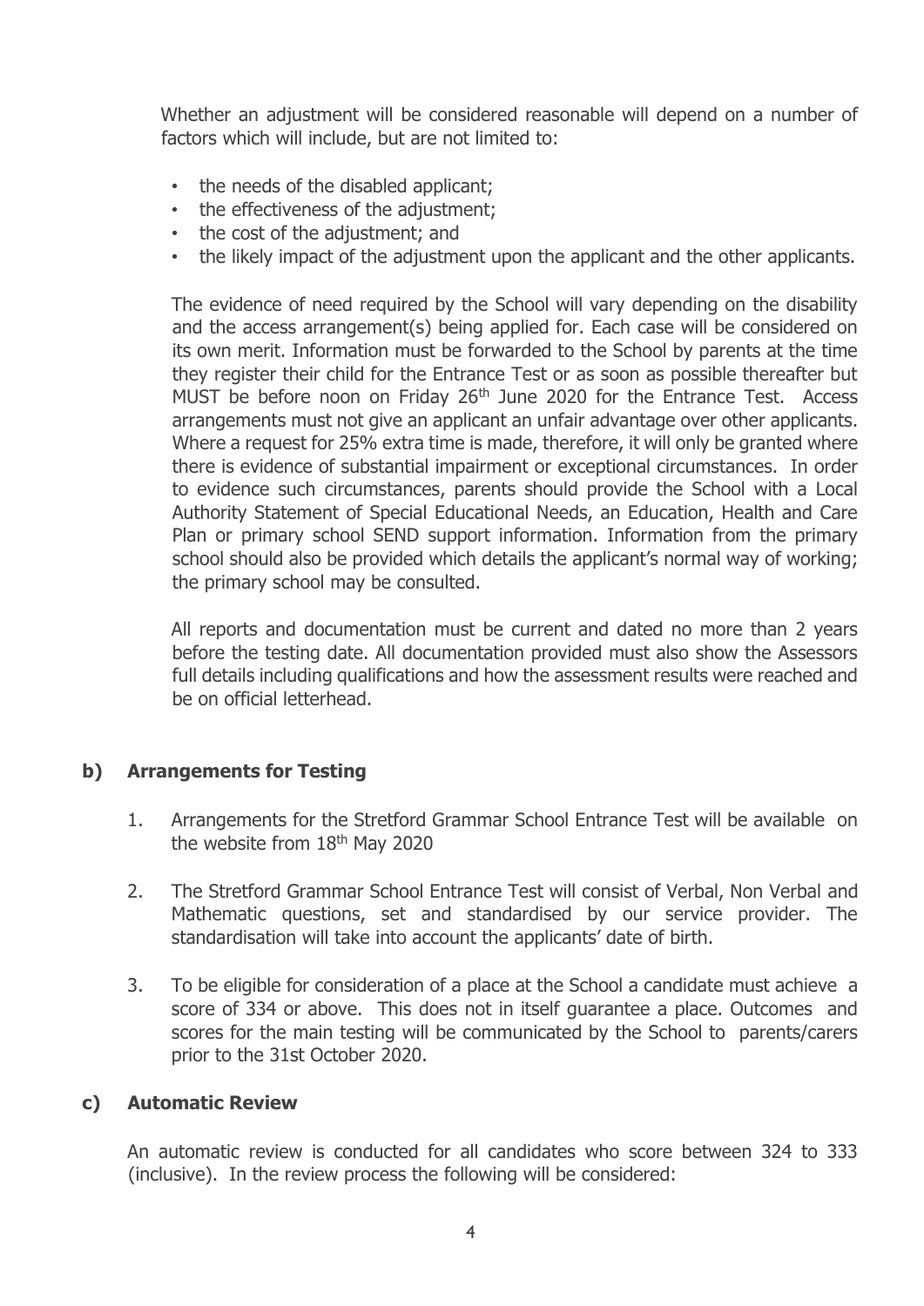Whether an adjustment will be considered reasonable will depend on a number of factors which will include, but are not limited to:

- the needs of the disabled applicant;
- the effectiveness of the adjustment;
- the cost of the adjustment; and
- the likely impact of the adjustment upon the applicant and the other applicants.

The evidence of need required by the School will vary depending on the disability and the access arrangement(s) being applied for. Each case will be considered on its own merit. Information must be forwarded to the School by parents at the time they register their child for the Entrance Test or as soon as possible thereafter but MUST be before noon on Friday 26th June 2020 for the Entrance Test. Access arrangements must not give an applicant an unfair advantage over other applicants. Where a request for 25% extra time is made, therefore, it will only be granted where there is evidence of substantial impairment or exceptional circumstances. In order to evidence such circumstances, parents should provide the School with a Local Authority Statement of Special Educational Needs, an Education, Health and Care Plan or primary school SEND support information. Information from the primary school should also be provided which details the applicant's normal way of working; the primary school may be consulted.

All reports and documentation must be current and dated no more than 2 years before the testing date. All documentation provided must also show the Assessors full details including qualifications and how the assessment results were reached and be on official letterhead.

## b) Arrangements for Testing

1. Arrangements for the Stretford Grammar School Entrance Test will be available on the website from 18th May 2020

2. The Stretford Grammar School Entrance Test will consist of Verbal, Non Verbal and Mathematic questions, set and standardised by our service provider. The standardisation will take into account the applicants' date of birth.

3. To be eligible for consideration of a place at the School a candidate must achieve a score of 334 or above. This does not in itself guarantee a place. Outcomes and scores for the main testing will be communicated by the School to parents/carers prior to the 31st October 2020.

## c) Automatic Review

An automatic review is conducted for all candidates who score between 324 to 333 (inclusive). In the review process the following will be considered: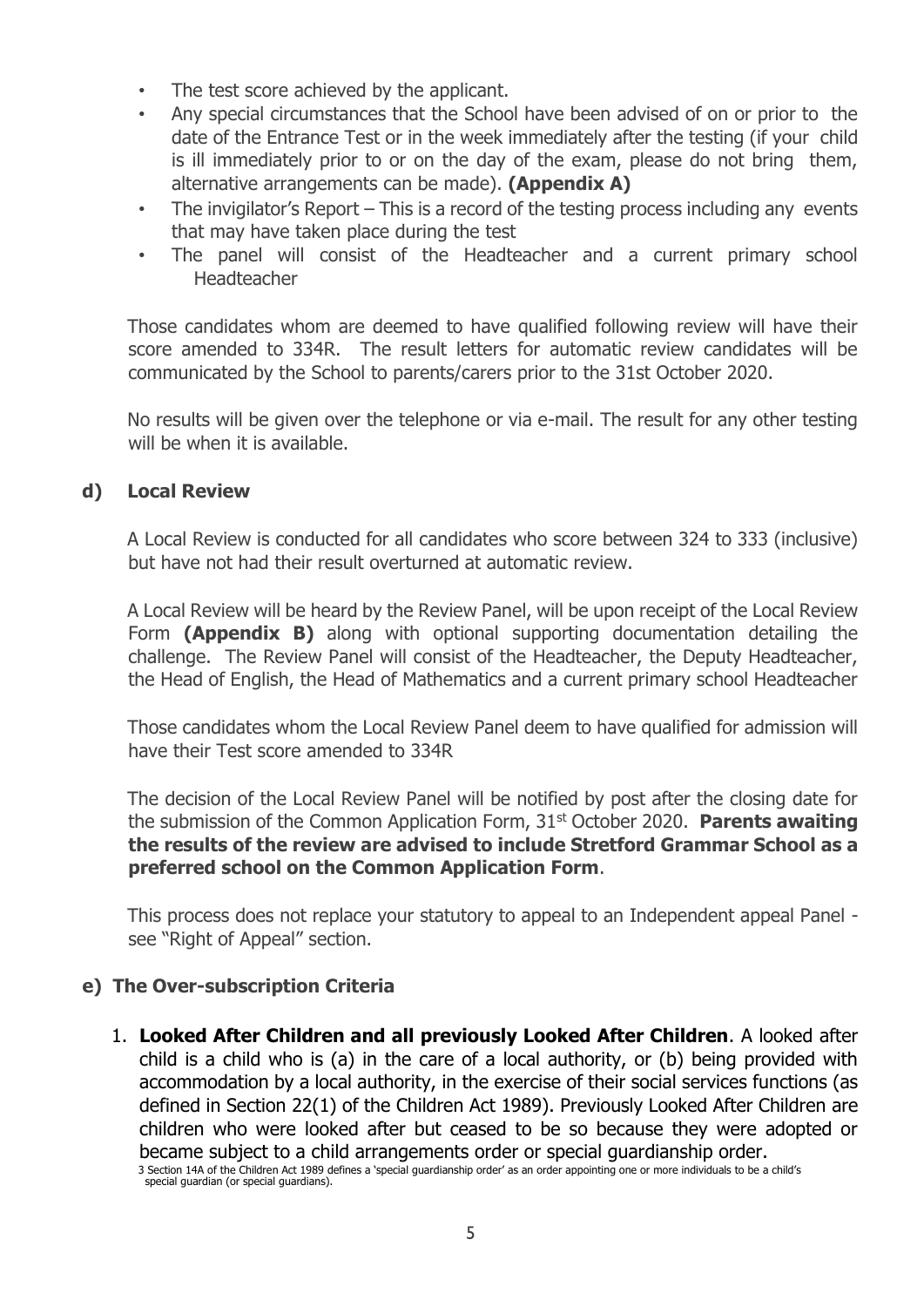- The test score achieved by the applicant.
- Any special circumstances that the School have been advised of on or prior to the date of the Entrance Test or in the week immediately after the testing (if your child is ill immediately prior to or on the day of the exam, please do not bring them, alternative arrangements can be made). **(Appendix A)**
- The invigilator's Report – This is a record of the testing process including any events that may have taken place during the test
- The panel will consist of the Headteacher and a current primary school Headteacher

Those candidates whom are deemed to have qualified following review will have their score amended to 334R. The result letters for automatic review candidates will be communicated by the School to parents/carers prior to the 31st October 2020.

No results will be given over the telephone or via e-mail. The result for any other testing will be when it is available.

### d) Local Review

A Local Review is conducted for all candidates who score between 324 to 333 (inclusive) but have not had their result overturned at automatic review.

A Local Review will be heard by the Review Panel, will be upon receipt of the Local Review Form **(Appendix B)** along with optional supporting documentation detailing the challenge. The Review Panel will consist of the Headteacher, the Deputy Headteacher, the Head of English, the Head of Mathematics and a current primary school Headteacher

Those candidates whom the Local Review Panel deem to have qualified for admission will have their Test score amended to 334R

The decision of the Local Review Panel will be notified by post after the closing date for the submission of the Common Application Form, 31st October 2020. **Parents awaiting the results of the review are advised to include Stretford Grammar School as a preferred school on the Common Application Form**.

This process does not replace your statutory to appeal to an Independent appeal Panel - see "Right of Appeal" section.

### e) The Over-subscription Criteria

1. **Looked After Children and all previously Looked After Children**. A looked after child is a child who is (a) in the care of a local authority, or (b) being provided with accommodation by a local authority, in the exercise of their social services functions (as defined in Section 22(1) of the Children Act 1989). Previously Looked After Children are children who were looked after but ceased to be so because they were adopted or became subject to a child arrangements order or special guardianship order.

3 Section 14A of the Children Act 1989 defines a 'special guardianship order' as an order appointing one or more individuals to be a child's special guardian (or special guardians).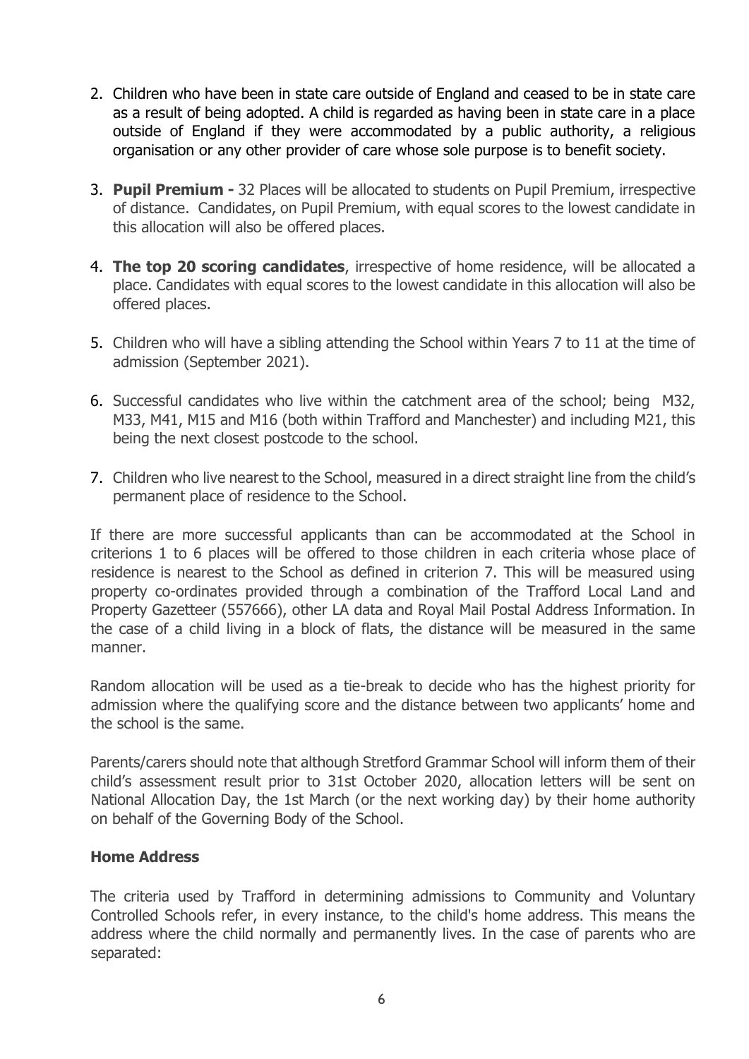2. Children who have been in state care outside of England and ceased to be in state care as a result of being adopted. A child is regarded as having been in state care in a place outside of England if they were accommodated by a public authority, a religious organisation or any other provider of care whose sole purpose is to benefit society.

3. **Pupil Premium -** 32 Places will be allocated to students on Pupil Premium, irrespective of distance. Candidates, on Pupil Premium, with equal scores to the lowest candidate in this allocation will also be offered places.

4. **The top 20 scoring candidates**, irrespective of home residence, will be allocated a place. Candidates with equal scores to the lowest candidate in this allocation will also be offered places.

5. Children who will have a sibling attending the School within Years 7 to 11 at the time of admission (September 2021).

6. Successful candidates who live within the catchment area of the school; being M32, M33, M41, M15 and M16 (both within Trafford and Manchester) and including M21, this being the next closest postcode to the school.

7. Children who live nearest to the School, measured in a direct straight line from the child's permanent place of residence to the School.

If there are more successful applicants than can be accommodated at the School in criterions 1 to 6 places will be offered to those children in each criteria whose place of residence is nearest to the School as defined in criterion 7. This will be measured using property co-ordinates provided through a combination of the Trafford Local Land and Property Gazetteer (557666), other LA data and Royal Mail Postal Address Information. In the case of a child living in a block of flats, the distance will be measured in the same manner.

Random allocation will be used as a tie-break to decide who has the highest priority for admission where the qualifying score and the distance between two applicants' home and the school is the same.

Parents/carers should note that although Stretford Grammar School will inform them of their child's assessment result prior to 31st October 2020, allocation letters will be sent on National Allocation Day, the 1st March (or the next working day) by their home authority on behalf of the Governing Body of the School.

### Home Address

The criteria used by Trafford in determining admissions to Community and Voluntary Controlled Schools refer, in every instance, to the child's home address. This means the address where the child normally and permanently lives. In the case of parents who are separated: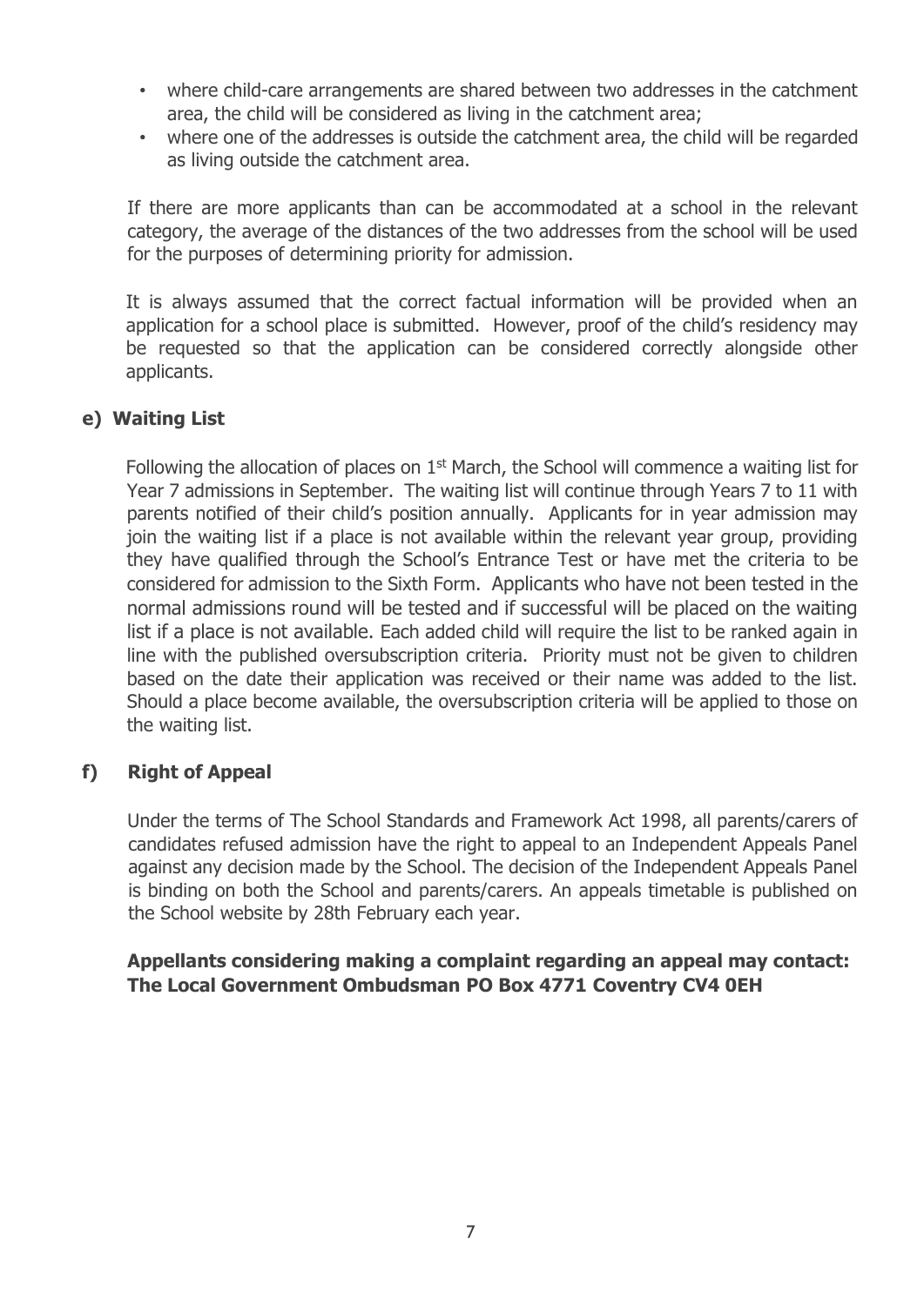- where child-care arrangements are shared between two addresses in the catchment area, the child will be considered as living in the catchment area;
- where one of the addresses is outside the catchment area, the child will be regarded as living outside the catchment area.

If there are more applicants than can be accommodated at a school in the relevant category, the average of the distances of the two addresses from the school will be used for the purposes of determining priority for admission.

It is always assumed that the correct factual information will be provided when an application for a school place is submitted. However, proof of the child's residency may be requested so that the application can be considered correctly alongside other applicants.

### e) Waiting List

Following the allocation of places on 1st March, the School will commence a waiting list for Year 7 admissions in September. The waiting list will continue through Years 7 to 11 with parents notified of their child's position annually. Applicants for in year admission may join the waiting list if a place is not available within the relevant year group, providing they have qualified through the School's Entrance Test or have met the criteria to be considered for admission to the Sixth Form. Applicants who have not been tested in the normal admissions round will be tested and if successful will be placed on the waiting list if a place is not available. Each added child will require the list to be ranked again in line with the published oversubscription criteria. Priority must not be given to children based on the date their application was received or their name was added to the list. Should a place become available, the oversubscription criteria will be applied to those on the waiting list.

### f) Right of Appeal

Under the terms of The School Standards and Framework Act 1998, all parents/carers of candidates refused admission have the right to appeal to an Independent Appeals Panel against any decision made by the School. The decision of the Independent Appeals Panel is binding on both the School and parents/carers. An appeals timetable is published on the School website by 28th February each year.

**Appellants considering making a complaint regarding an appeal may contact: The Local Government Ombudsman PO Box 4771 Coventry CV4 0EH**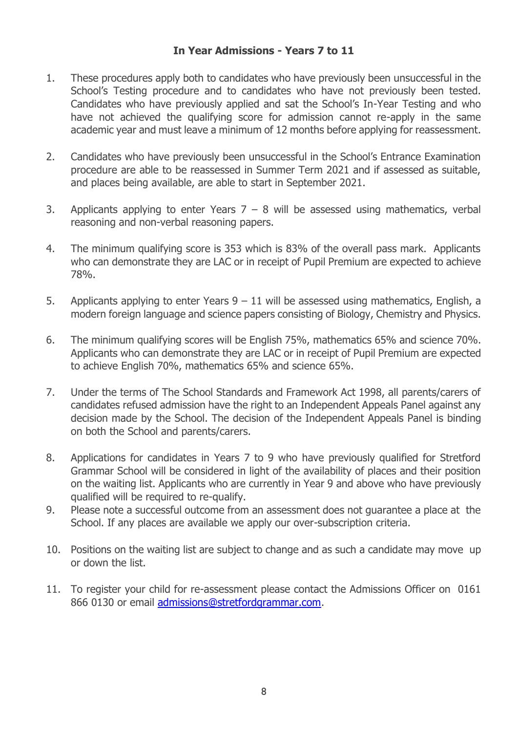## In Year Admissions - Years 7 to 11

1. These procedures apply both to candidates who have previously been unsuccessful in the School's Testing procedure and to candidates who have not previously been tested. Candidates who have previously applied and sat the School's In-Year Testing and who have not achieved the qualifying score for admission cannot re-apply in the same academic year and must leave a minimum of 12 months before applying for reassessment.

2. Candidates who have previously been unsuccessful in the School's Entrance Examination procedure are able to be reassessed in Summer Term 2021 and if assessed as suitable, and places being available, are able to start in September 2021.

3. Applicants applying to enter Years 7 – 8 will be assessed using mathematics, verbal reasoning and non-verbal reasoning papers.

4. The minimum qualifying score is 353 which is 83% of the overall pass mark. Applicants who can demonstrate they are LAC or in receipt of Pupil Premium are expected to achieve 78%.

5. Applicants applying to enter Years 9 – 11 will be assessed using mathematics, English, a modern foreign language and science papers consisting of Biology, Chemistry and Physics.

6. The minimum qualifying scores will be English 75%, mathematics 65% and science 70%. Applicants who can demonstrate they are LAC or in receipt of Pupil Premium are expected to achieve English 70%, mathematics 65% and science 65%.

7. Under the terms of The School Standards and Framework Act 1998, all parents/carers of candidates refused admission have the right to an Independent Appeals Panel against any decision made by the School. The decision of the Independent Appeals Panel is binding on both the School and parents/carers.

8. Applications for candidates in Years 7 to 9 who have previously qualified for Stretford Grammar School will be considered in light of the availability of places and their position on the waiting list. Applicants who are currently in Year 9 and above who have previously qualified will be required to re-qualify.

9. Please note a successful outcome from an assessment does not guarantee a place at the School. If any places are available we apply our over-subscription criteria.

10. Positions on the waiting list are subject to change and as such a candidate may move up or down the list.

11. To register your child for re-assessment please contact the Admissions Officer on 0161 866 0130 or email admissions@stretfordgrammar.com.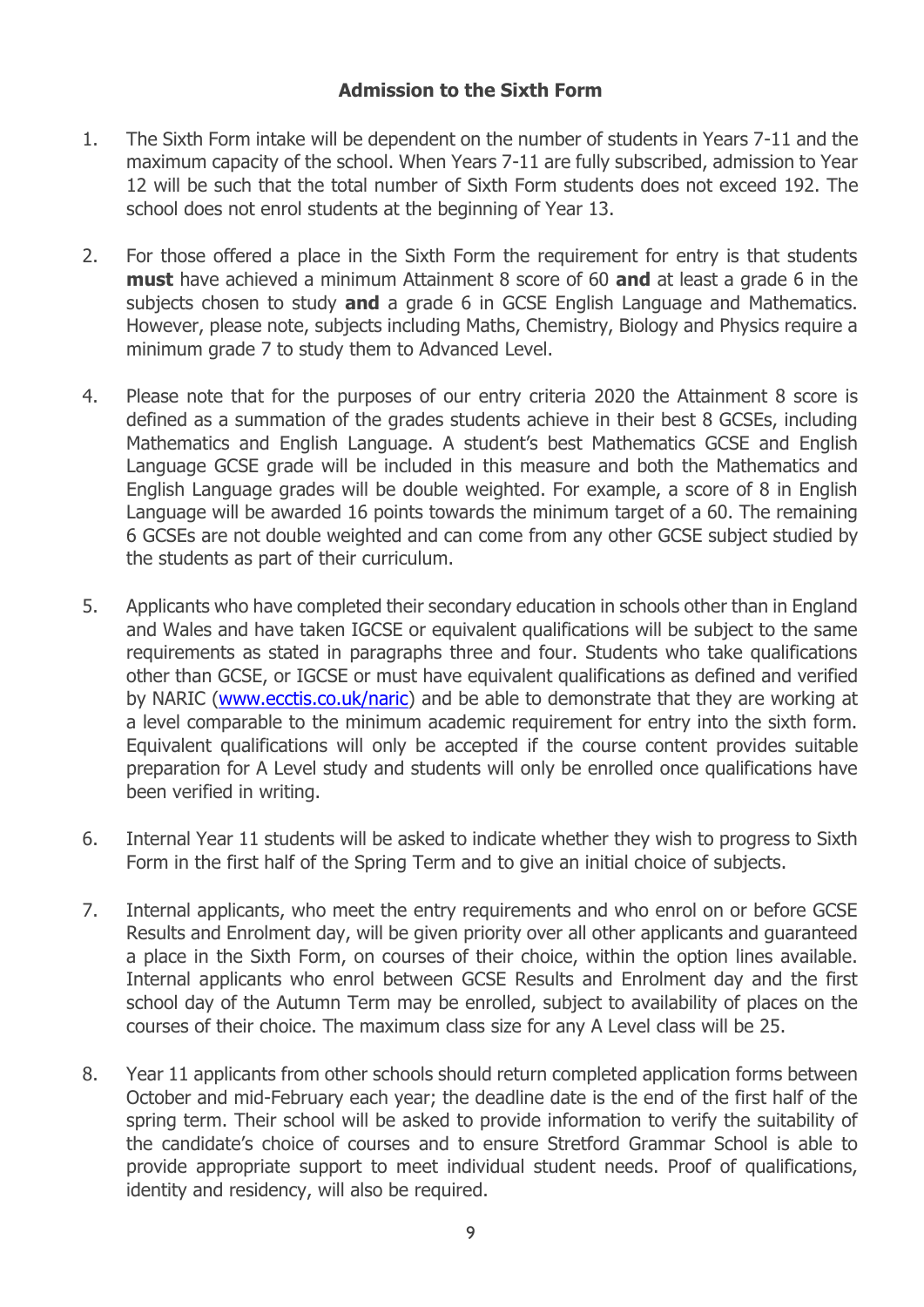## Admission to the Sixth Form

1. The Sixth Form intake will be dependent on the number of students in Years 7-11 and the maximum capacity of the school. When Years 7-11 are fully subscribed, admission to Year 12 will be such that the total number of Sixth Form students does not exceed 192. The school does not enrol students at the beginning of Year 13.

2. For those offered a place in the Sixth Form the requirement for entry is that students **must** have achieved a minimum Attainment 8 score of 60 **and** at least a grade 6 in the subjects chosen to study **and** a grade 6 in GCSE English Language and Mathematics. However, please note, subjects including Maths, Chemistry, Biology and Physics require a minimum grade 7 to study them to Advanced Level.

4. Please note that for the purposes of our entry criteria 2020 the Attainment 8 score is defined as a summation of the grades students achieve in their best 8 GCSEs, including Mathematics and English Language. A student's best Mathematics GCSE and English Language GCSE grade will be included in this measure and both the Mathematics and English Language grades will be double weighted. For example, a score of 8 in English Language will be awarded 16 points towards the minimum target of a 60. The remaining 6 GCSEs are not double weighted and can come from any other GCSE subject studied by the students as part of their curriculum.

5. Applicants who have completed their secondary education in schools other than in England and Wales and have taken IGCSE or equivalent qualifications will be subject to the same requirements as stated in paragraphs three and four. Students who take qualifications other than GCSE, or IGCSE or must have equivalent qualifications as defined and verified by NARIC ([www.ecctis.co.uk/naric](www.ecctis.co.uk/naric)) and be able to demonstrate that they are working at a level comparable to the minimum academic requirement for entry into the sixth form. Equivalent qualifications will only be accepted if the course content provides suitable preparation for A Level study and students will only be enrolled once qualifications have been verified in writing.

6. Internal Year 11 students will be asked to indicate whether they wish to progress to Sixth Form in the first half of the Spring Term and to give an initial choice of subjects.

7. Internal applicants, who meet the entry requirements and who enrol on or before GCSE Results and Enrolment day, will be given priority over all other applicants and guaranteed a place in the Sixth Form, on courses of their choice, within the option lines available. Internal applicants who enrol between GCSE Results and Enrolment day and the first school day of the Autumn Term may be enrolled, subject to availability of places on the courses of their choice. The maximum class size for any A Level class will be 25.

8. Year 11 applicants from other schools should return completed application forms between October and mid-February each year; the deadline date is the end of the first half of the spring term. Their school will be asked to provide information to verify the suitability of the candidate's choice of courses and to ensure Stretford Grammar School is able to provide appropriate support to meet individual student needs. Proof of qualifications, identity and residency, will also be required.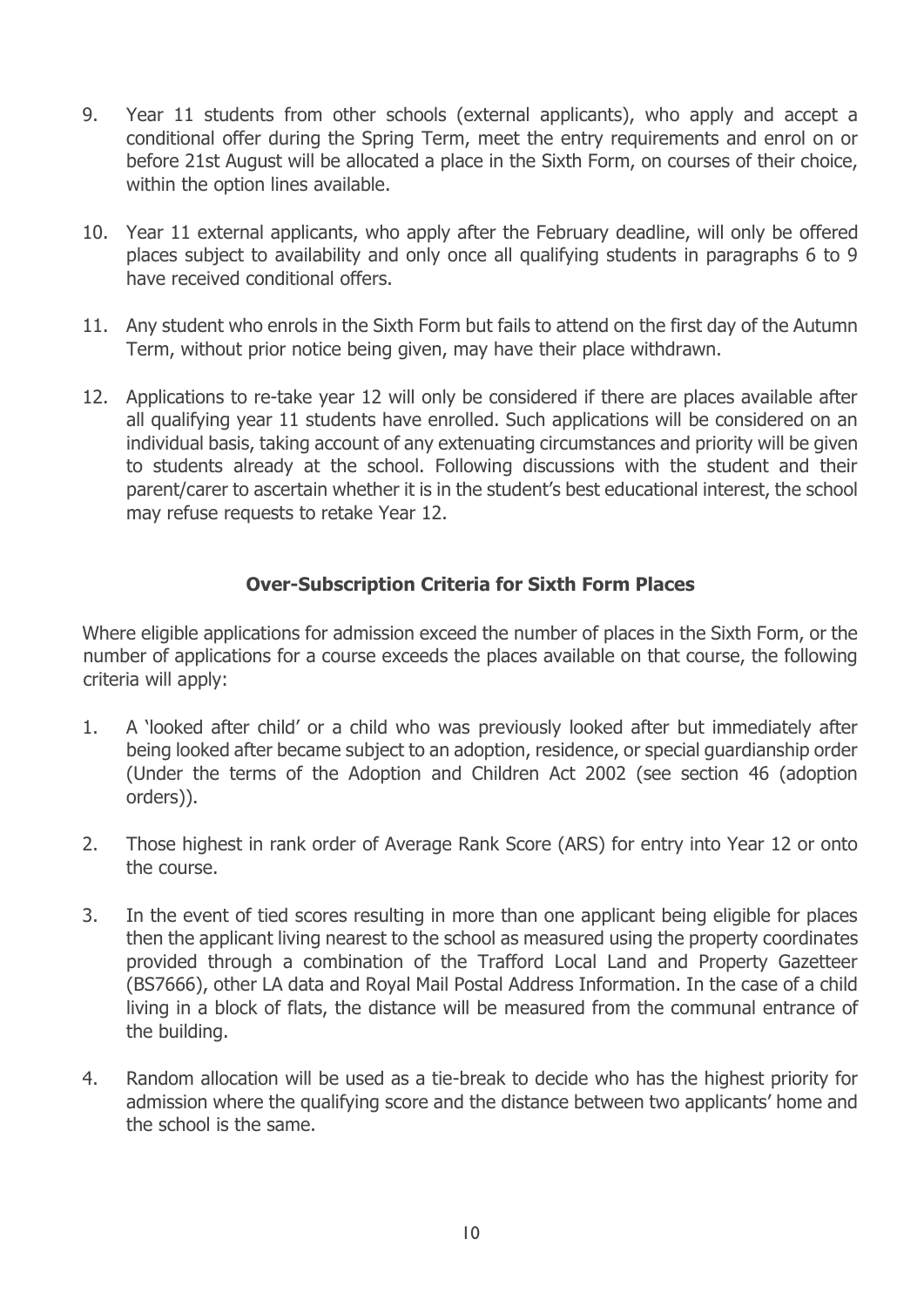9. Year 11 students from other schools (external applicants), who apply and accept a conditional offer during the Spring Term, meet the entry requirements and enrol on or before 21st August will be allocated a place in the Sixth Form, on courses of their choice, within the option lines available.

10. Year 11 external applicants, who apply after the February deadline, will only be offered places subject to availability and only once all qualifying students in paragraphs 6 to 9 have received conditional offers.

11. Any student who enrols in the Sixth Form but fails to attend on the first day of the Autumn Term, without prior notice being given, may have their place withdrawn.

12. Applications to re-take year 12 will only be considered if there are places available after all qualifying year 11 students have enrolled. Such applications will be considered on an individual basis, taking account of any extenuating circumstances and priority will be given to students already at the school. Following discussions with the student and their parent/carer to ascertain whether it is in the student's best educational interest, the school may refuse requests to retake Year 12.

## Over-Subscription Criteria for Sixth Form Places

Where eligible applications for admission exceed the number of places in the Sixth Form, or the number of applications for a course exceeds the places available on that course, the following criteria will apply:

1. A 'looked after child' or a child who was previously looked after but immediately after being looked after became subject to an adoption, residence, or special guardianship order (Under the terms of the Adoption and Children Act 2002 (see section 46 (adoption orders)).

2. Those highest in rank order of Average Rank Score (ARS) for entry into Year 12 or onto the course.

3. In the event of tied scores resulting in more than one applicant being eligible for places then the applicant living nearest to the school as measured using the property coordinates provided through a combination of the Trafford Local Land and Property Gazetteer (BS7666), other LA data and Royal Mail Postal Address Information. In the case of a child living in a block of flats, the distance will be measured from the communal entrance of the building.

4. Random allocation will be used as a tie-break to decide who has the highest priority for admission where the qualifying score and the distance between two applicants' home and the school is the same.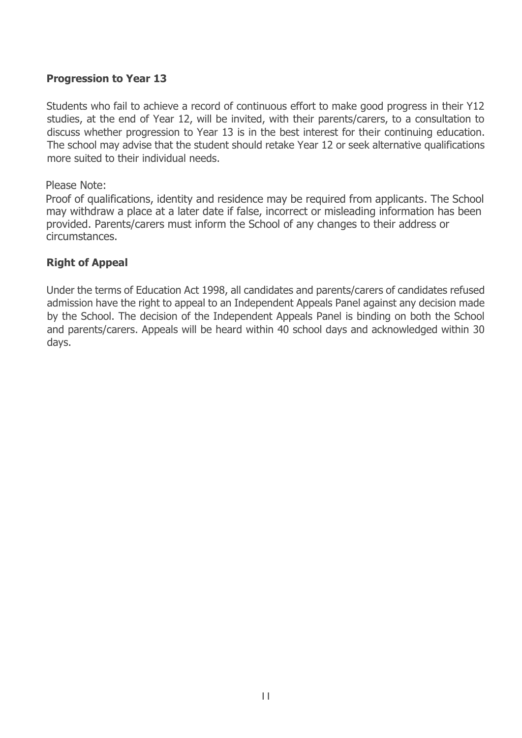**Progression to Year 13**

Students who fail to achieve a record of continuous effort to make good progress in their Y12 studies, at the end of Year 12, will be invited, with their parents/carers, to a consultation to discuss whether progression to Year 13 is in the best interest for their continuing education. The school may advise that the student should retake Year 12 or seek alternative qualifications more suited to their individual needs.

Please Note:

Proof of qualifications, identity and residence may be required from applicants. The School may withdraw a place at a later date if false, incorrect or misleading information has been provided. Parents/carers must inform the School of any changes to their address or circumstances.

**Right of Appeal**

Under the terms of Education Act 1998, all candidates and parents/carers of candidates refused admission have the right to appeal to an Independent Appeals Panel against any decision made by the School. The decision of the Independent Appeals Panel is binding on both the School and parents/carers. Appeals will be heard within 40 school days and acknowledged within 30 days.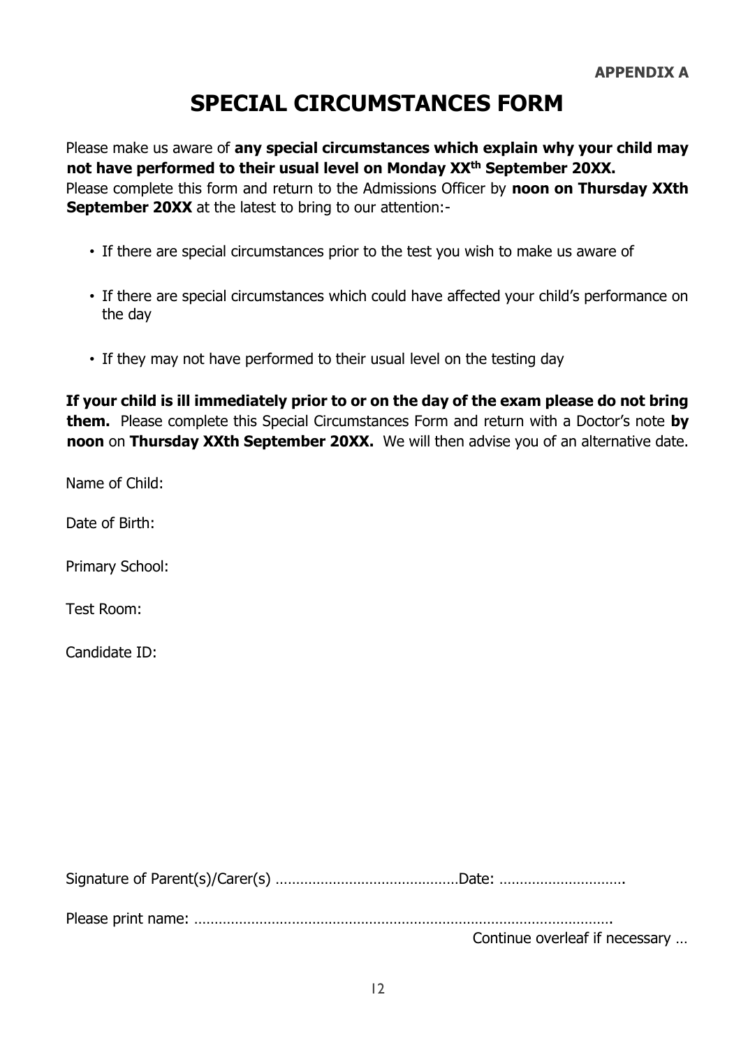**APPENDIX A**

# SPECIAL CIRCUMSTANCES FORM

Please make us aware of **any special circumstances which explain why your child may not have performed to their usual level on Monday XX$^{th}$ September 20XX.**
Please complete this form and return to the Admissions Officer by **noon on Thursday XXth September 20XX** at the latest to bring to our attention:-

- If there are special circumstances prior to the test you wish to make us aware of
- If there are special circumstances which could have affected your child's performance on the day
- If they may not have performed to their usual level on the testing day

**If your child is ill immediately prior to or on the day of the exam please do not bring them.** Please complete this Special Circumstances Form and return with a Doctor's note **by noon** on **Thursday XXth September 20XX.** We will then advise you of an alternative date.

Name of Child:

Date of Birth:

Primary School:

Test Room:

Candidate ID:

Signature of Parent(s)/Carer(s) ……………………………………… Date: …………………………

Please print name: ……………………………………………………………………………………

Continue overleaf if necessary …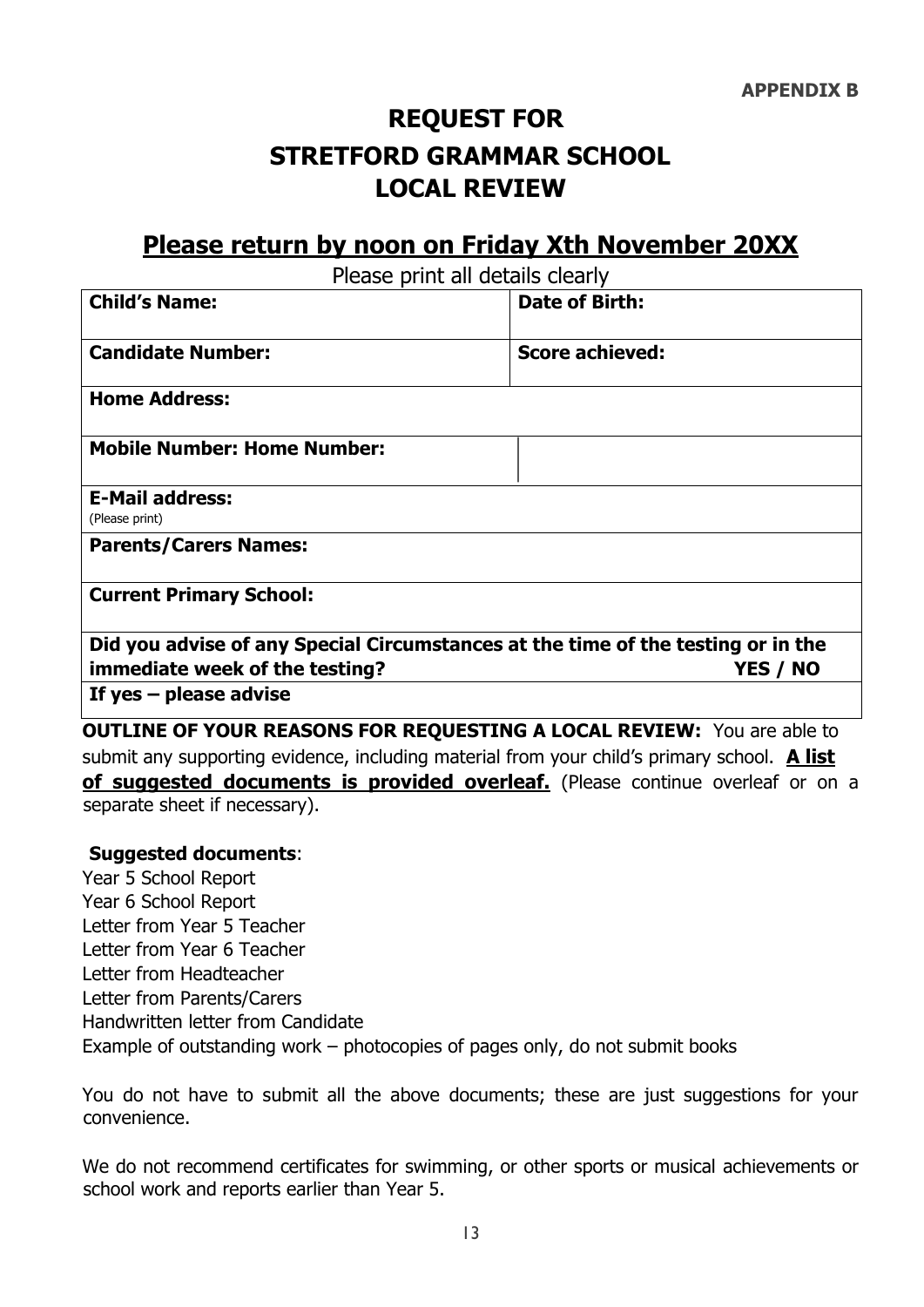**APPENDIX B**

# REQUEST FOR
# STRETFORD GRAMMAR SCHOOL
# LOCAL REVIEW

## Please return by noon on Friday Xth November 20XX

Please print all details clearly

| | |
|---|---|
| **Child's Name:** | **Date of Birth:** |
| **Candidate Number:** | **Score achieved:** |
| **Home Address:** | |
| **Mobile Number: Home Number:** | |
| **E-Mail address:** (Please print) | |
| **Parents/Carers Names:** | |
| **Current Primary School:** | |
| **Did you advise of any Special Circumstances at the time of the testing or in the immediate week of the testing? YES / NO** | |
| **If yes – please advise** | |

**OUTLINE OF YOUR REASONS FOR REQUESTING A LOCAL REVIEW:** You are able to submit any supporting evidence, including material from your child's primary school. **A list of suggested documents is provided overleaf.** (Please continue overleaf or on a separate sheet if necessary).

**Suggested documents**:

Year 5 School Report
Year 6 School Report
Letter from Year 5 Teacher
Letter from Year 6 Teacher
Letter from Headteacher
Letter from Parents/Carers
Handwritten letter from Candidate
Example of outstanding work – photocopies of pages only, do not submit books

You do not have to submit all the above documents; these are just suggestions for your convenience.

We do not recommend certificates for swimming, or other sports or musical achievements or school work and reports earlier than Year 5.